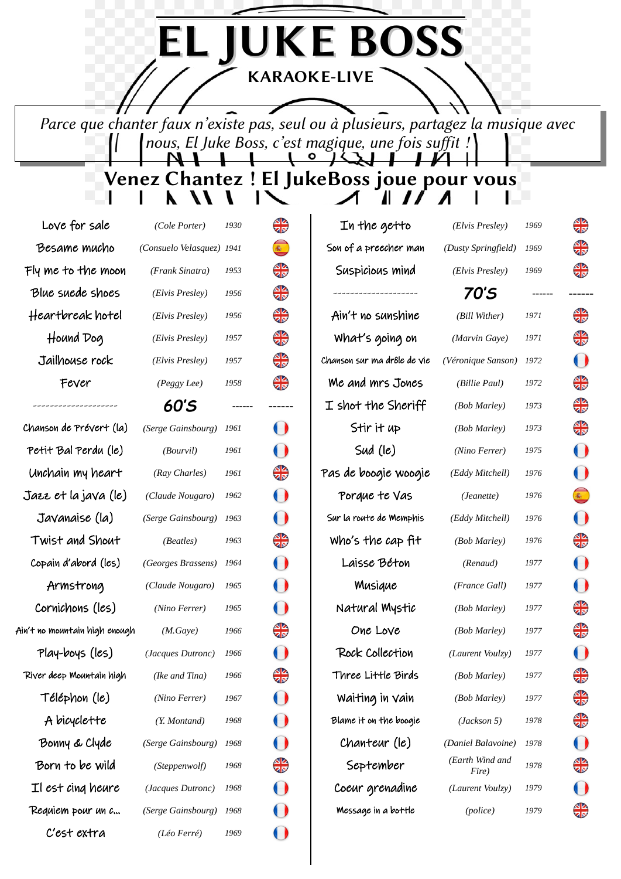# EL JUKE BOSS

## KARAOKE-LIVE

*Parce que chanter faux n'existe pas, seul ou à plusieurs, partagez la musique avec nous, El Juke Boss, c'est magique, une fois suffit !*

## Venez Chantez ! El JukeBoss joue pour vous

| Titre | Artiste | Année | Langue |
|---|---|---|---|
| Love for sale | (Cole Porter) | 1930 | 🇬🇧 |
| Besame mucho | (Consuelo Velasquez) | 1941 | 🇪🇸 |
| Fly me to the moon | (Frank Sinatra) | 1953 | 🇬🇧 |
| Blue suede shoes | (Elvis Presley) | 1956 | 🇬🇧 |
| Heartbreak hotel | (Elvis Presley) | 1956 | 🇬🇧 |
| Hound Dog | (Elvis Presley) | 1957 | 🇬🇧 |
| Jailhouse rock | (Elvis Presley) | 1957 | 🇬🇧 |
| Fever | (Peggy Lee) | 1958 | 🇬🇧 |
| -------------------- | **60'S** | ------ | ------ |
| Chanson de Prévert (la) | (Serge Gainsbourg) | 1961 | 🇫🇷 |
| Petit Bal Perdu (le) | (Bourvil) | 1961 | 🇫🇷 |
| Unchain my heart | (Ray Charles) | 1961 | 🇬🇧 |
| Jazz et la java (le) | (Claude Nougaro) | 1962 | 🇫🇷 |
| Javanaise (la) | (Serge Gainsbourg) | 1963 | 🇫🇷 |
| Twist and Shout | (Beatles) | 1963 | 🇬🇧 |
| Copain d'abord (les) | (Georges Brassens) | 1964 | 🇫🇷 |
| Armstrong | (Claude Nougaro) | 1965 | 🇫🇷 |
| Cornichons (les) | (Nino Ferrer) | 1965 | 🇫🇷 |
| Ain't no mountain high enough | (M.Gaye) | 1966 | 🇬🇧 |
| Play-boys (les) | (Jacques Dutronc) | 1966 | 🇫🇷 |
| River deep Mountain high | (Ike and Tina) | 1966 | 🇬🇧 |
| Téléphon (le) | (Nino Ferrer) | 1967 | 🇫🇷 |
| A bicyclette | (Y. Montand) | 1968 | 🇫🇷 |
| Bonny & Clyde | (Serge Gainsbourg) | 1968 | 🇫🇷 |
| Born to be wild | (Steppenwolf) | 1968 | 🇬🇧 |
| Il est cinq heure | (Jacques Dutronc) | 1968 | 🇫🇷 |
| Requiem pour un c... | (Serge Gainsbourg) | 1968 | 🇫🇷 |
| C'est extra | (Léo Ferré) | 1969 | 🇫🇷 |
| In the getto | (Elvis Presley) | 1969 | 🇬🇧 |
| Son of a preecher man | (Dusty Springfield) | 1969 | 🇬🇧 |
| Suspicious mind | (Elvis Presley) | 1969 | 🇬🇧 |
| -------------------- | **70'S** | ------ | ------ |
| Ain't no sunshine | (Bill Wither) | 1971 | 🇬🇧 |
| What's going on | (Marvin Gaye) | 1971 | 🇬🇧 |
| Chanson sur ma drôle de vie | (Véronique Sanson) | 1972 | 🇫🇷 |
| Me and mrs Jones | (Billie Paul) | 1972 | 🇬🇧 |
| I shot the Sheriff | (Bob Marley) | 1973 | 🇬🇧 |
| Stir it up | (Bob Marley) | 1973 | 🇬🇧 |
| Sud (le) | (Nino Ferrer) | 1975 | 🇫🇷 |
| Pas de boogie woogie | (Eddy Mitchell) | 1976 | 🇫🇷 |
| Porque te Vas | (Jeanette) | 1976 | 🇪🇸 |
| Sur la route de Memphis | (Eddy Mitchell) | 1976 | 🇫🇷 |
| Who's the cap fit | (Bob Marley) | 1976 | 🇬🇧 |
| Laisse Béton | (Renaud) | 1977 | 🇫🇷 |
| Musique | (France Gall) | 1977 | 🇫🇷 |
| Natural Mystic | (Bob Marley) | 1977 | 🇬🇧 |
| One Love | (Bob Marley) | 1977 | 🇬🇧 |
| Rock Collection | (Laurent Voulzy) | 1977 | 🇫🇷 |
| Three Little Birds | (Bob Marley) | 1977 | 🇬🇧 |
| Waiting in vain | (Bob Marley) | 1977 | 🇬🇧 |
| Blame it on the boogie | (Jackson 5) | 1978 | 🇬🇧 |
| Chanteur (le) | (Daniel Balavoine) | 1978 | 🇫🇷 |
| September | (Earth Wind and Fire) | 1978 | 🇬🇧 |
| Coeur grenadine | (Laurent Voulzy) | 1979 | 🇫🇷 |
| Message in a bottle | (police) | 1979 | 🇬🇧 |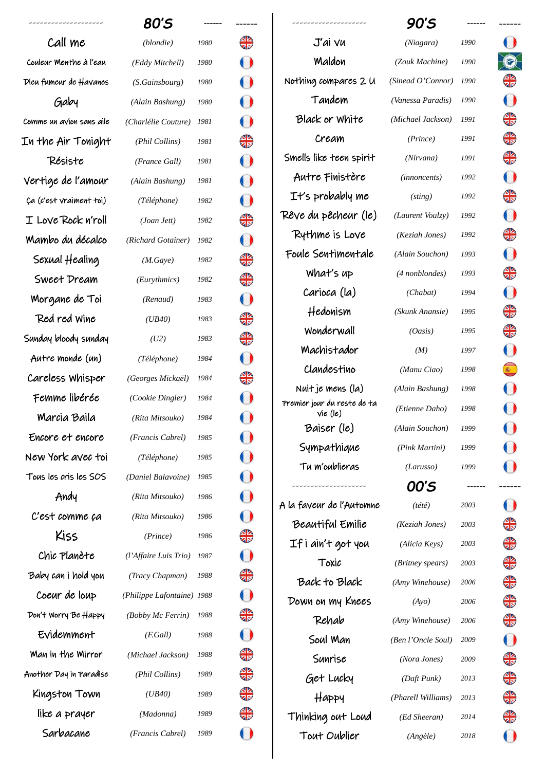| -------------------- | 80'S | ------ | ------ |
| --- | --- | --- | --- |
| Call me | (blondie) | 1980 | |
| Couleur Menthe à l'eau | (Eddy Mitchell) | 1980 | |
| Dieu fumeur de Havanes | (S.Gainsbourg) | 1980 | |
| Gaby | (Alain Bashung) | 1980 | |
| Comme un avion sans aile | (Charlélie Couture) | 1981 | |
| In the Air Tonight | (Phil Collins) | 1981 | |
| Résiste | (France Gall) | 1981 | |
| Vertige de l'amour | (Alain Bashung) | 1981 | |
| Ça (c'est vraiment toi) | (Téléphone) | 1982 | |
| I Love Rock n'roll | (Joan Jett) | 1982 | |
| Mambo du décalco | (Richard Gotainer) | 1982 | |
| Sexual Healing | (M.Gaye) | 1982 | |
| Sweet Dream | (Eurythmics) | 1982 | |
| Morgane de Toi | (Renaud) | 1983 | |
| Red red Wine | (UB40) | 1983 | |
| Sunday bloody sunday | (U2) | 1983 | |
| Autre monde (un) | (Téléphone) | 1984 | |
| Careless Whisper | (Georges Mickaël) | 1984 | |
| Femme libérée | (Cookie Dingler) | 1984 | |
| Marcia Baila | (Rita Mitsouko) | 1984 | |
| Encore et encore | (Francis Cabrel) | 1985 | |
| New York avec toi | (Téléphone) | 1985 | |
| Tous les cris les SOS | (Daniel Balavoine) | 1985 | |
| Andy | (Rita Mitsouko) | 1986 | |
| C'est comme ça | (Rita Mitsouko) | 1986 | |
| Kiss | (Prince) | 1986 | |
| Chic Planète | (l'Affaire Luis Trio) | 1987 | |
| Baby can i hold you | (Tracy Chapman) | 1988 | |
| Coeur de loup | (Philippe Lafontaine) | 1988 | |
| Don't Worry Be Happy | (Bobby Mc Ferrin) | 1988 | |
| Evidemment | (F.Gall) | 1988 | |
| Man in the Mirror | (Michael Jackson) | 1988 | |
| Another Day in Paradise | (Phil Collins) | 1989 | |
| Kingston Town | (UB40) | 1989 | |
| like a prayer | (Madonna) | 1989 | |
| Sarbacane | (Francis Cabrel) | 1989 | |

| -------------------- | 90'S | ------ | ------ |
| --- | --- | --- | --- |
| J'ai vu | (Niagara) | 1990 | |
| Maldon | (Zouk Machine) | 1990 | |
| Nothing compares 2 U | (Sinead O'Connor) | 1990 | |
| Tandem | (Vanessa Paradis) | 1990 | |
| Black or White | (Michael Jackson) | 1991 | |
| Cream | (Prince) | 1991 | |
| Smells like teen spirit | (Nirvana) | 1991 | |
| Autre Finistère | (innoncents) | 1992 | |
| It's probably me | (sting) | 1992 | |
| Rêve du pêcheur (le) | (Laurent Voulzy) | 1992 | |
| Rythme is Love | (Keziah Jones) | 1992 | |
| Foule Sentimentale | (Alain Souchon) | 1993 | |
| What's up | (4 nonblondes) | 1993 | |
| Carioca (la) | (Chabat) | 1994 | |
| Hedonism | (Skunk Anansie) | 1995 | |
| Wonderwall | (Oasis) | 1995 | |
| Machistador | (M) | 1997 | |
| Clandestino | (Manu Ciao) | 1998 | |
| Nuit je mens (la) | (Alain Bashung) | 1998 | |
| Premier jour du reste de ta vie (le) | (Etienne Daho) | 1998 | |
| Baiser (le) | (Alain Souchon) | 1999 | |
| Sympathique | (Pink Martini) | 1999 | |
| Tu m'oublieras | (Larusso) | 1999 | |

| -------------------- | 00'S | ------ | ------ |
| --- | --- | --- | --- |
| A la faveur de l'Automne | (tété) | 2003 | |
| Beautiful Emilie | (Keziah Jones) | 2003 | |
| If i ain't got you | (Alicia Keys) | 2003 | |
| Toxic | (Britney spears) | 2003 | |
| Back to Black | (Amy Winehouse) | 2006 | |
| Down on my Knees | (Ayo) | 2006 | |
| Rehab | (Amy Winehouse) | 2006 | |
| Soul Man | (Ben l'Oncle Soul) | 2009 | |
| Sunrise | (Nora Jones) | 2009 | |
| Get Lucky | (Daft Punk) | 2013 | |
| Happy | (Pharell Williams) | 2013 | |
| Thinking out Loud | (Ed Sheeran) | 2014 | |
| Tout Oublier | (Angèle) | 2018 | |